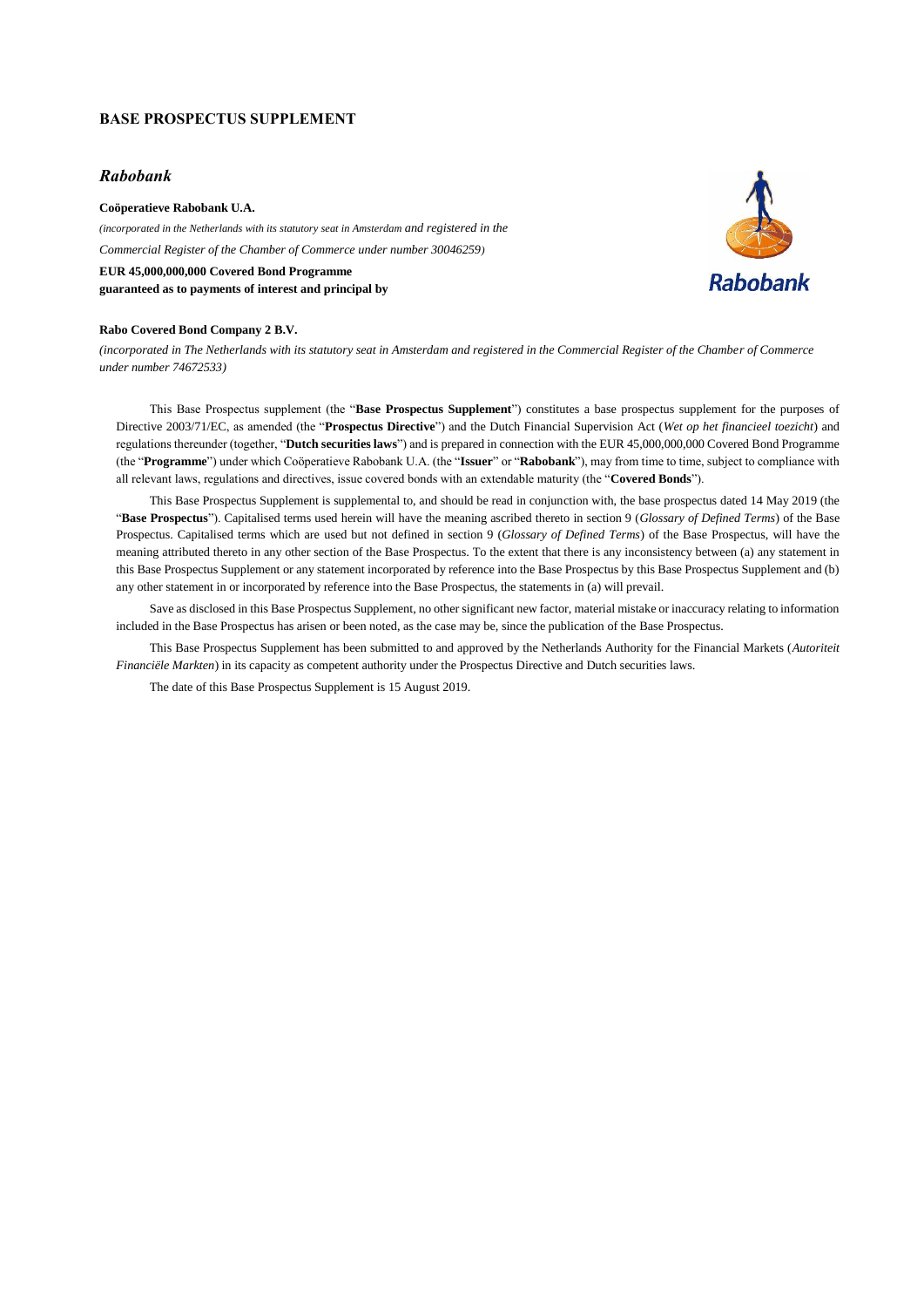## BASE PROSPECTUS SUPPLEMENT

### *Rabobank*

**Coöperatieve Rabobank U.A.**

*(incorporated in the Netherlands with its statutory seat in Amsterdam and registered in the Commercial Register of the Chamber of Commerce under number 30046259)*

**EUR 45,000,000,000 Covered Bond Programme**
**guaranteed as to payments of interest and principal by**

**Rabo Covered Bond Company 2 B.V.**

*(incorporated in The Netherlands with its statutory seat in Amsterdam and registered in the Commercial Register of the Chamber of Commerce under number 74672533)*

This Base Prospectus supplement (the "**Base Prospectus Supplement**") constitutes a base prospectus supplement for the purposes of Directive 2003/71/EC, as amended (the "**Prospectus Directive**") and the Dutch Financial Supervision Act (*Wet op het financieel toezicht*) and regulations thereunder (together, "**Dutch securities laws**") and is prepared in connection with the EUR 45,000,000,000 Covered Bond Programme (the "**Programme**") under which Coöperatieve Rabobank U.A. (the "**Issuer**" or "**Rabobank**"), may from time to time, subject to compliance with all relevant laws, regulations and directives, issue covered bonds with an extendable maturity (the "**Covered Bonds**").

This Base Prospectus Supplement is supplemental to, and should be read in conjunction with, the base prospectus dated 14 May 2019 (the "**Base Prospectus**"). Capitalised terms used herein will have the meaning ascribed thereto in section 9 (*Glossary of Defined Terms*) of the Base Prospectus. Capitalised terms which are used but not defined in section 9 (*Glossary of Defined Terms*) of the Base Prospectus, will have the meaning attributed thereto in any other section of the Base Prospectus. To the extent that there is any inconsistency between (a) any statement in this Base Prospectus Supplement or any statement incorporated by reference into the Base Prospectus by this Base Prospectus Supplement and (b) any other statement in or incorporated by reference into the Base Prospectus, the statements in (a) will prevail.

Save as disclosed in this Base Prospectus Supplement, no other significant new factor, material mistake or inaccuracy relating to information included in the Base Prospectus has arisen or been noted, as the case may be, since the publication of the Base Prospectus.

This Base Prospectus Supplement has been submitted to and approved by the Netherlands Authority for the Financial Markets (*Autoriteit Financiële Markten*) in its capacity as competent authority under the Prospectus Directive and Dutch securities laws.

The date of this Base Prospectus Supplement is 15 August 2019.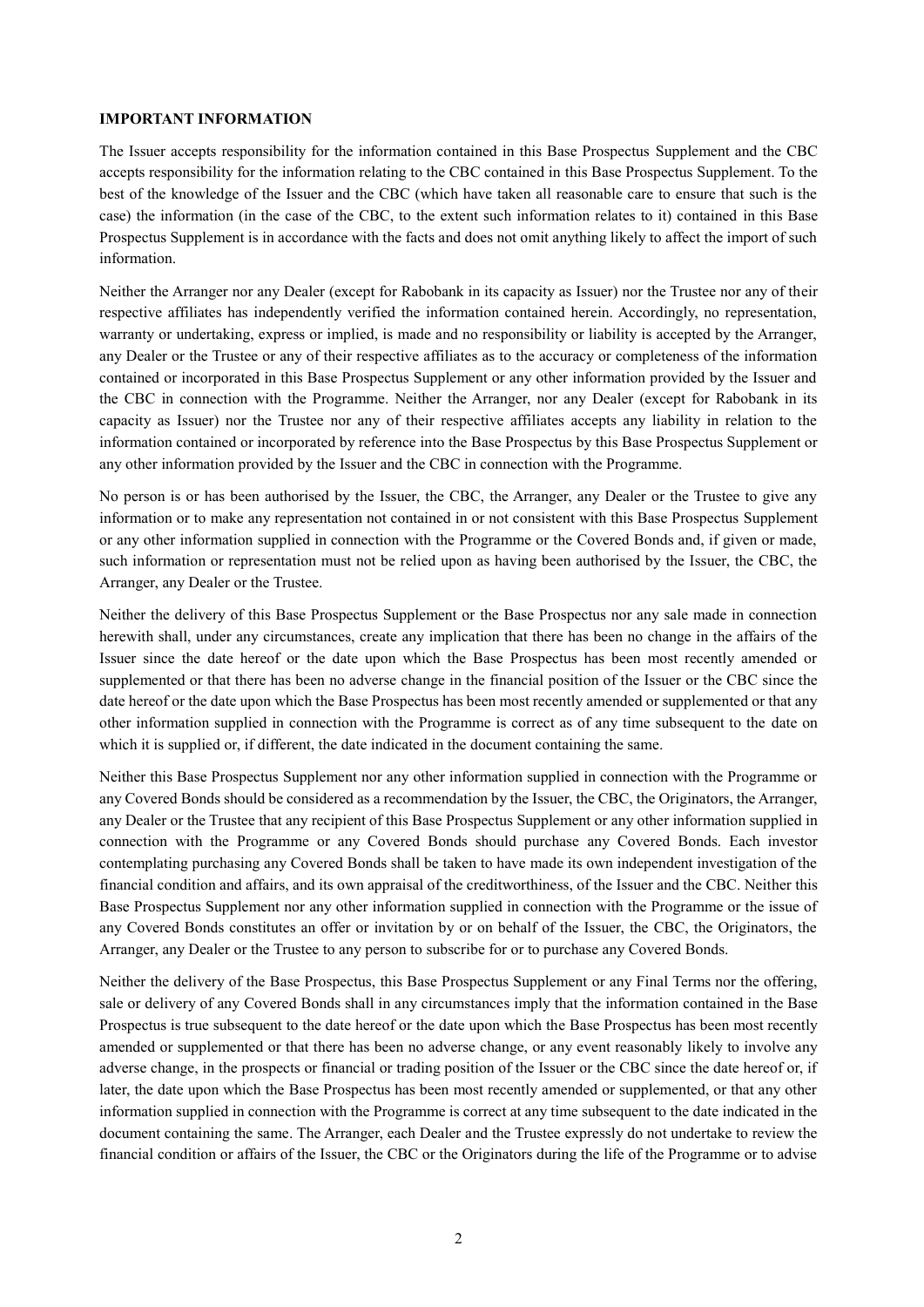**IMPORTANT INFORMATION**

The Issuer accepts responsibility for the information contained in this Base Prospectus Supplement and the CBC accepts responsibility for the information relating to the CBC contained in this Base Prospectus Supplement. To the best of the knowledge of the Issuer and the CBC (which have taken all reasonable care to ensure that such is the case) the information (in the case of the CBC, to the extent such information relates to it) contained in this Base Prospectus Supplement is in accordance with the facts and does not omit anything likely to affect the import of such information.

Neither the Arranger nor any Dealer (except for Rabobank in its capacity as Issuer) nor the Trustee nor any of their respective affiliates has independently verified the information contained herein. Accordingly, no representation, warranty or undertaking, express or implied, is made and no responsibility or liability is accepted by the Arranger, any Dealer or the Trustee or any of their respective affiliates as to the accuracy or completeness of the information contained or incorporated in this Base Prospectus Supplement or any other information provided by the Issuer and the CBC in connection with the Programme. Neither the Arranger, nor any Dealer (except for Rabobank in its capacity as Issuer) nor the Trustee nor any of their respective affiliates accepts any liability in relation to the information contained or incorporated by reference into the Base Prospectus by this Base Prospectus Supplement or any other information provided by the Issuer and the CBC in connection with the Programme.

No person is or has been authorised by the Issuer, the CBC, the Arranger, any Dealer or the Trustee to give any information or to make any representation not contained in or not consistent with this Base Prospectus Supplement or any other information supplied in connection with the Programme or the Covered Bonds and, if given or made, such information or representation must not be relied upon as having been authorised by the Issuer, the CBC, the Arranger, any Dealer or the Trustee.

Neither the delivery of this Base Prospectus Supplement or the Base Prospectus nor any sale made in connection herewith shall, under any circumstances, create any implication that there has been no change in the affairs of the Issuer since the date hereof or the date upon which the Base Prospectus has been most recently amended or supplemented or that there has been no adverse change in the financial position of the Issuer or the CBC since the date hereof or the date upon which the Base Prospectus has been most recently amended or supplemented or that any other information supplied in connection with the Programme is correct as of any time subsequent to the date on which it is supplied or, if different, the date indicated in the document containing the same.

Neither this Base Prospectus Supplement nor any other information supplied in connection with the Programme or any Covered Bonds should be considered as a recommendation by the Issuer, the CBC, the Originators, the Arranger, any Dealer or the Trustee that any recipient of this Base Prospectus Supplement or any other information supplied in connection with the Programme or any Covered Bonds should purchase any Covered Bonds. Each investor contemplating purchasing any Covered Bonds shall be taken to have made its own independent investigation of the financial condition and affairs, and its own appraisal of the creditworthiness, of the Issuer and the CBC. Neither this Base Prospectus Supplement nor any other information supplied in connection with the Programme or the issue of any Covered Bonds constitutes an offer or invitation by or on behalf of the Issuer, the CBC, the Originators, the Arranger, any Dealer or the Trustee to any person to subscribe for or to purchase any Covered Bonds.

Neither the delivery of the Base Prospectus, this Base Prospectus Supplement or any Final Terms nor the offering, sale or delivery of any Covered Bonds shall in any circumstances imply that the information contained in the Base Prospectus is true subsequent to the date hereof or the date upon which the Base Prospectus has been most recently amended or supplemented or that there has been no adverse change, or any event reasonably likely to involve any adverse change, in the prospects or financial or trading position of the Issuer or the CBC since the date hereof or, if later, the date upon which the Base Prospectus has been most recently amended or supplemented, or that any other information supplied in connection with the Programme is correct at any time subsequent to the date indicated in the document containing the same. The Arranger, each Dealer and the Trustee expressly do not undertake to review the financial condition or affairs of the Issuer, the CBC or the Originators during the life of the Programme or to advise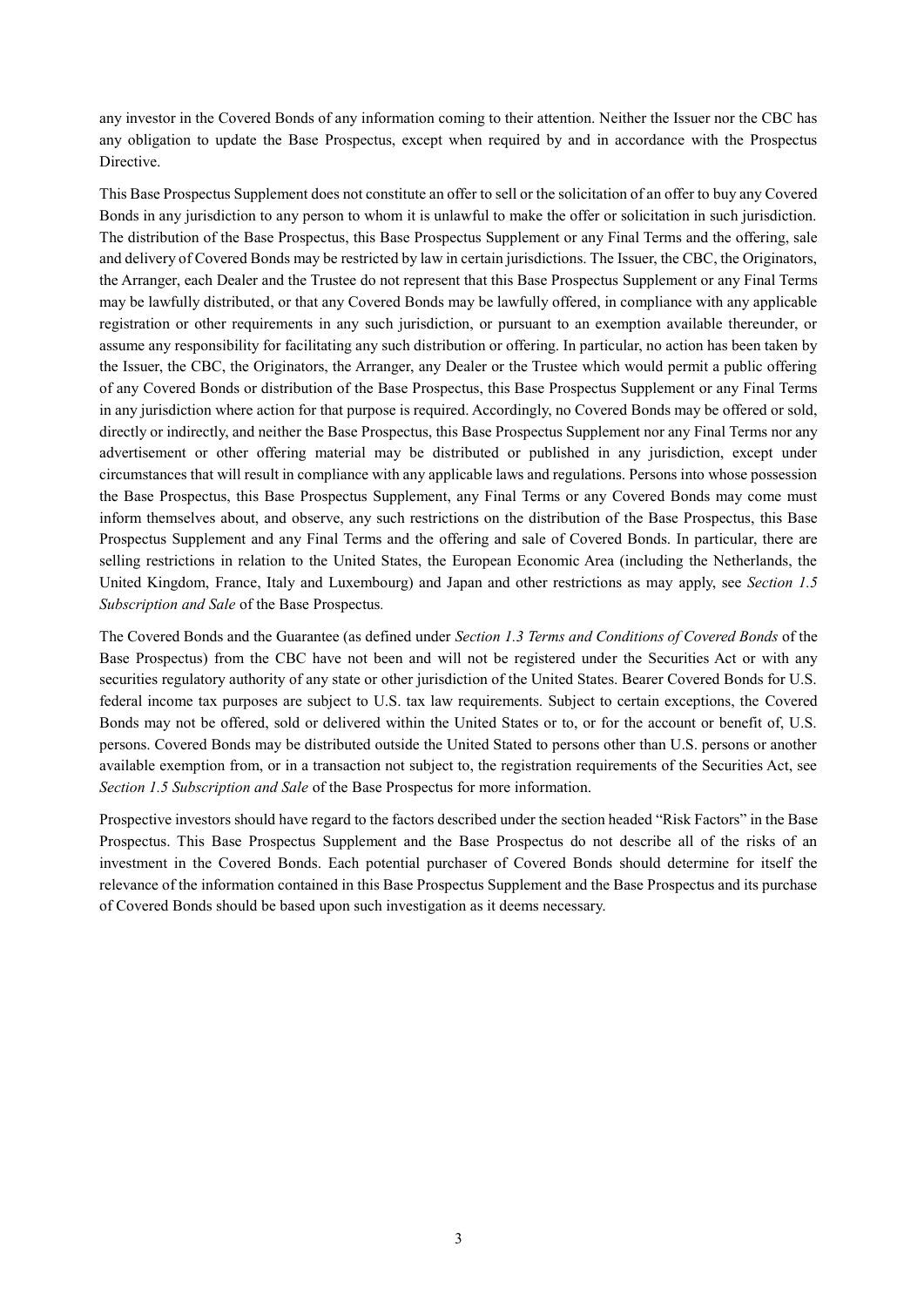any investor in the Covered Bonds of any information coming to their attention. Neither the Issuer nor the CBC has any obligation to update the Base Prospectus, except when required by and in accordance with the Prospectus Directive.

This Base Prospectus Supplement does not constitute an offer to sell or the solicitation of an offer to buy any Covered Bonds in any jurisdiction to any person to whom it is unlawful to make the offer or solicitation in such jurisdiction. The distribution of the Base Prospectus, this Base Prospectus Supplement or any Final Terms and the offering, sale and delivery of Covered Bonds may be restricted by law in certain jurisdictions. The Issuer, the CBC, the Originators, the Arranger, each Dealer and the Trustee do not represent that this Base Prospectus Supplement or any Final Terms may be lawfully distributed, or that any Covered Bonds may be lawfully offered, in compliance with any applicable registration or other requirements in any such jurisdiction, or pursuant to an exemption available thereunder, or assume any responsibility for facilitating any such distribution or offering. In particular, no action has been taken by the Issuer, the CBC, the Originators, the Arranger, any Dealer or the Trustee which would permit a public offering of any Covered Bonds or distribution of the Base Prospectus, this Base Prospectus Supplement or any Final Terms in any jurisdiction where action for that purpose is required. Accordingly, no Covered Bonds may be offered or sold, directly or indirectly, and neither the Base Prospectus, this Base Prospectus Supplement nor any Final Terms nor any advertisement or other offering material may be distributed or published in any jurisdiction, except under circumstances that will result in compliance with any applicable laws and regulations. Persons into whose possession the Base Prospectus, this Base Prospectus Supplement, any Final Terms or any Covered Bonds may come must inform themselves about, and observe, any such restrictions on the distribution of the Base Prospectus, this Base Prospectus Supplement and any Final Terms and the offering and sale of Covered Bonds. In particular, there are selling restrictions in relation to the United States, the European Economic Area (including the Netherlands, the United Kingdom, France, Italy and Luxembourg) and Japan and other restrictions as may apply, see *Section 1.5 Subscription and Sale* of the Base Prospectus.

The Covered Bonds and the Guarantee (as defined under *Section 1.3 Terms and Conditions of Covered Bonds* of the Base Prospectus) from the CBC have not been and will not be registered under the Securities Act or with any securities regulatory authority of any state or other jurisdiction of the United States. Bearer Covered Bonds for U.S. federal income tax purposes are subject to U.S. tax law requirements. Subject to certain exceptions, the Covered Bonds may not be offered, sold or delivered within the United States or to, or for the account or benefit of, U.S. persons. Covered Bonds may be distributed outside the United Stated to persons other than U.S. persons or another available exemption from, or in a transaction not subject to, the registration requirements of the Securities Act, see *Section 1.5 Subscription and Sale* of the Base Prospectus for more information.

Prospective investors should have regard to the factors described under the section headed "Risk Factors" in the Base Prospectus. This Base Prospectus Supplement and the Base Prospectus do not describe all of the risks of an investment in the Covered Bonds. Each potential purchaser of Covered Bonds should determine for itself the relevance of the information contained in this Base Prospectus Supplement and the Base Prospectus and its purchase of Covered Bonds should be based upon such investigation as it deems necessary.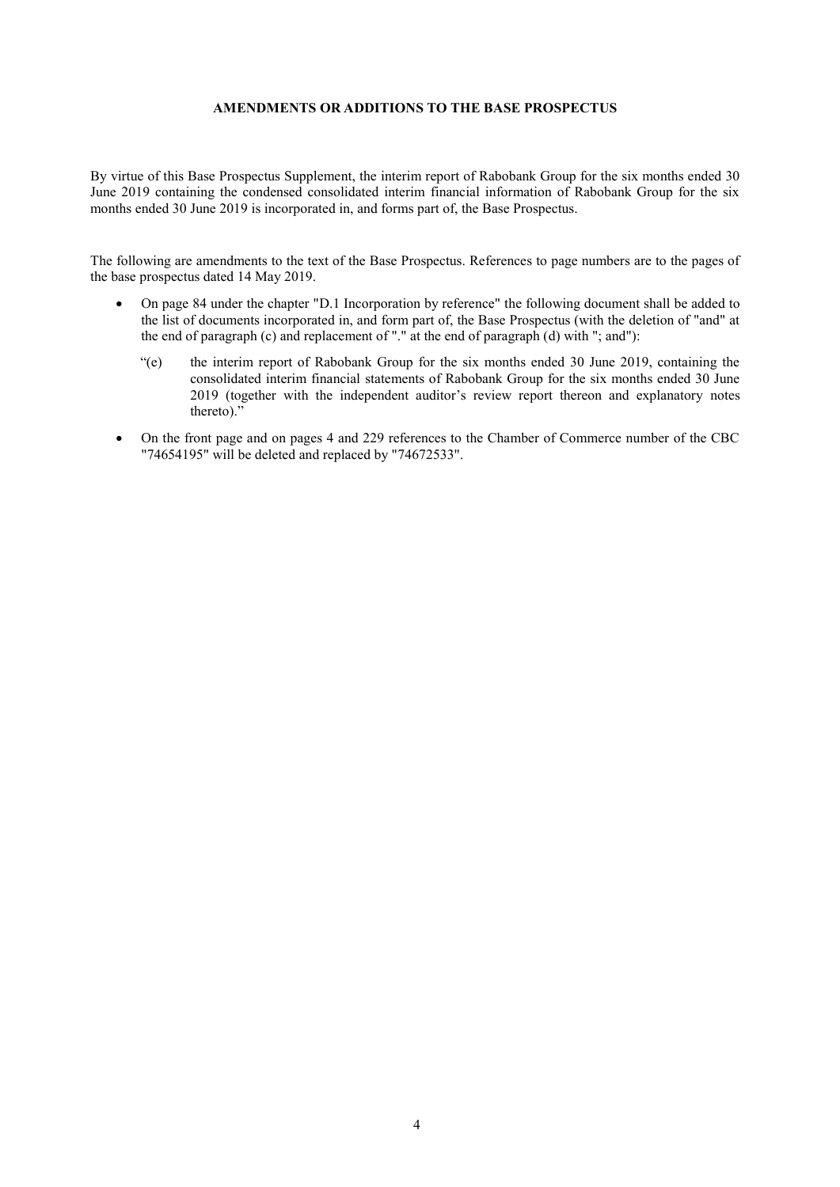# AMENDMENTS OR ADDITIONS TO THE BASE PROSPECTUS

By virtue of this Base Prospectus Supplement, the interim report of Rabobank Group for the six months ended 30 June 2019 containing the condensed consolidated interim financial information of Rabobank Group for the six months ended 30 June 2019 is incorporated in, and forms part of, the Base Prospectus.

The following are amendments to the text of the Base Prospectus. References to page numbers are to the pages of the base prospectus dated 14 May 2019.

- On page 84 under the chapter "D.1 Incorporation by reference" the following document shall be added to the list of documents incorporated in, and form part of, the Base Prospectus (with the deletion of "and" at the end of paragraph (c) and replacement of "." at the end of paragraph (d) with "; and"):

  "(e) the interim report of Rabobank Group for the six months ended 30 June 2019, containing the consolidated interim financial statements of Rabobank Group for the six months ended 30 June 2019 (together with the independent auditor's review report thereon and explanatory notes thereto)."

- On the front page and on pages 4 and 229 references to the Chamber of Commerce number of the CBC "74654195" will be deleted and replaced by "74672533".